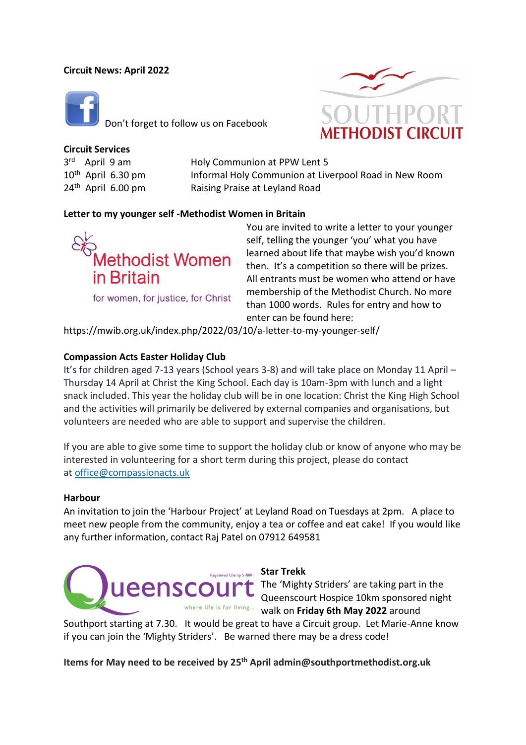**Circuit News: April 2022**

Don't forget to follow us on Facebook

**Circuit Services**

| | |
|---|---|
| 3rd April 9 am | Holy Communion at PPW Lent 5 |
| 10th April 6.30 pm | Informal Holy Communion at Liverpool Road in New Room |
| 24th April 6.00 pm | Raising Praise at Leyland Road |

**Letter to my younger self -Methodist Women in Britain**

You are invited to write a letter to your younger self, telling the younger 'you' what you have learned about life that maybe wish you'd known then. It's a competition so there will be prizes. All entrants must be women who attend or have membership of the Methodist Church. No more than 1000 words. Rules for entry and how to enter can be found here: https://mwib.org.uk/index.php/2022/03/10/a-letter-to-my-younger-self/

**Compassion Acts Easter Holiday Club**

It's for children aged 7-13 years (School years 3-8) and will take place on Monday 11 April – Thursday 14 April at Christ the King School. Each day is 10am-3pm with lunch and a light snack included. This year the holiday club will be in one location: Christ the King High School and the activities will primarily be delivered by external companies and organisations, but volunteers are needed who are able to support and supervise the children.

If you are able to give some time to support the holiday club or know of anyone who may be interested in volunteering for a short term during this project, please do contact at office@compassionacts.uk

**Harbour**

An invitation to join the 'Harbour Project' at Leyland Road on Tuesdays at 2pm. A place to meet new people from the community, enjoy a tea or coffee and eat cake! If you would like any further information, contact Raj Patel on 07912 649581

**Star Trekk**

The 'Mighty Striders' are taking part in the Queenscourt Hospice 10km sponsored night walk on **Friday 6th May 2022** around Southport starting at 7.30. It would be great to have a Circuit group. Let Marie-Anne know if you can join the 'Mighty Striders'. Be warned there may be a dress code!

**Items for May need to be received by 25th April admin@southportmethodist.org.uk**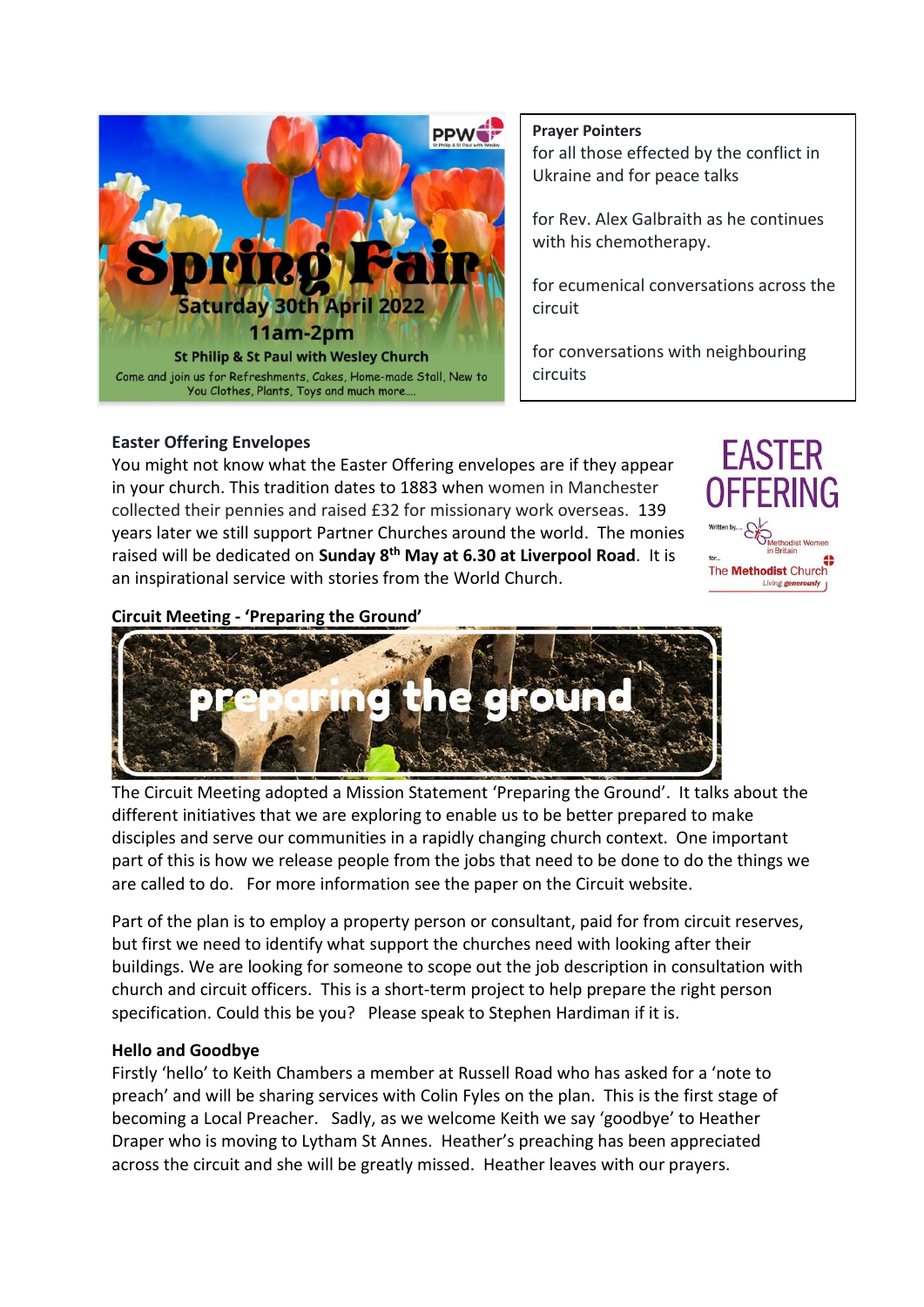**Spring Fair**

Saturday 30th April 2022

11am-2pm

St Philip & St Paul with Wesley Church

Come and join us for Refreshments, Cakes, Home-made Stall, New to You Clothes, Plants, Toys and much more....

**Prayer Pointers**

for all those effected by the conflict in Ukraine and for peace talks

for Rev. Alex Galbraith as he continues with his chemotherapy.

for ecumenical conversations across the circuit

for conversations with neighbouring circuits

**Easter Offering Envelopes**

You might not know what the Easter Offering envelopes are if they appear in your church. This tradition dates to 1883 when women in Manchester collected their pennies and raised £32 for missionary work overseas. 139 years later we still support Partner Churches around the world. The monies raised will be dedicated on **Sunday 8th May at 6.30 at Liverpool Road**. It is an inspirational service with stories from the World Church.

EASTER OFFERING

Written by... Methodist Women in Britain

for... The Methodist Church *Living generously*

**Circuit Meeting - 'Preparing the Ground'**

preparing the ground

The Circuit Meeting adopted a Mission Statement 'Preparing the Ground'. It talks about the different initiatives that we are exploring to enable us to be better prepared to make disciples and serve our communities in a rapidly changing church context. One important part of this is how we release people from the jobs that need to be done to do the things we are called to do. For more information see the paper on the Circuit website.

Part of the plan is to employ a property person or consultant, paid for from circuit reserves, but first we need to identify what support the churches need with looking after their buildings. We are looking for someone to scope out the job description in consultation with church and circuit officers. This is a short-term project to help prepare the right person specification. Could this be you? Please speak to Stephen Hardiman if it is.

**Hello and Goodbye**

Firstly 'hello' to Keith Chambers a member at Russell Road who has asked for a 'note to preach' and will be sharing services with Colin Fyles on the plan. This is the first stage of becoming a Local Preacher. Sadly, as we welcome Keith we say 'goodbye' to Heather Draper who is moving to Lytham St Annes. Heather's preaching has been appreciated across the circuit and she will be greatly missed. Heather leaves with our prayers.